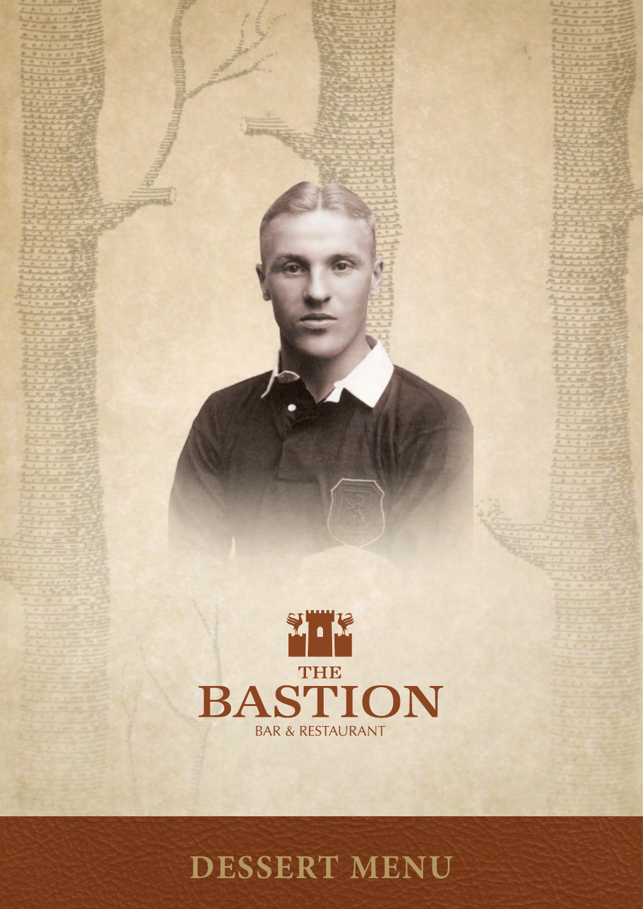THE

# BASTION

BAR & RESTAURANT

## DESSERT MENU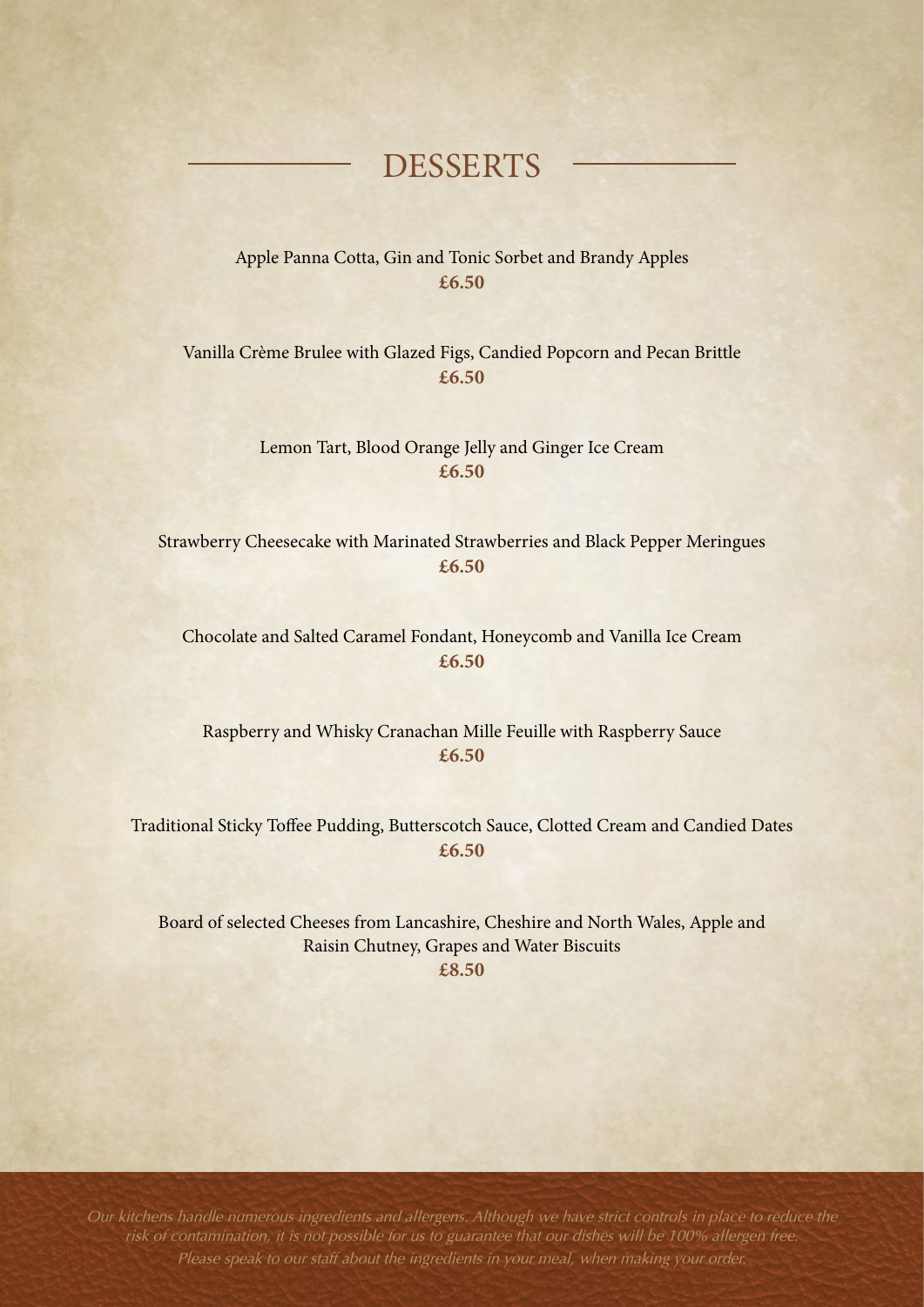# DESSERTS

Apple Panna Cotta, Gin and Tonic Sorbet and Brandy Apples
**£6.50**

Vanilla Crème Brulee with Glazed Figs, Candied Popcorn and Pecan Brittle
**£6.50**

Lemon Tart, Blood Orange Jelly and Ginger Ice Cream
**£6.50**

Strawberry Cheesecake with Marinated Strawberries and Black Pepper Meringues
**£6.50**

Chocolate and Salted Caramel Fondant, Honeycomb and Vanilla Ice Cream
**£6.50**

Raspberry and Whisky Cranachan Mille Feuille with Raspberry Sauce
**£6.50**

Traditional Sticky Toffee Pudding, Butterscotch Sauce, Clotted Cream and Candied Dates
**£6.50**

Board of selected Cheeses from Lancashire, Cheshire and North Wales, Apple and Raisin Chutney, Grapes and Water Biscuits
**£8.50**

*Our kitchens handle numerous ingredients and allergens. Although we have strict controls in place to reduce the risk of contamination, it is not possible for us to guarantee that our dishes will be 100% allergen free. Please speak to our staff about the ingredients in your meal, when making your order.*